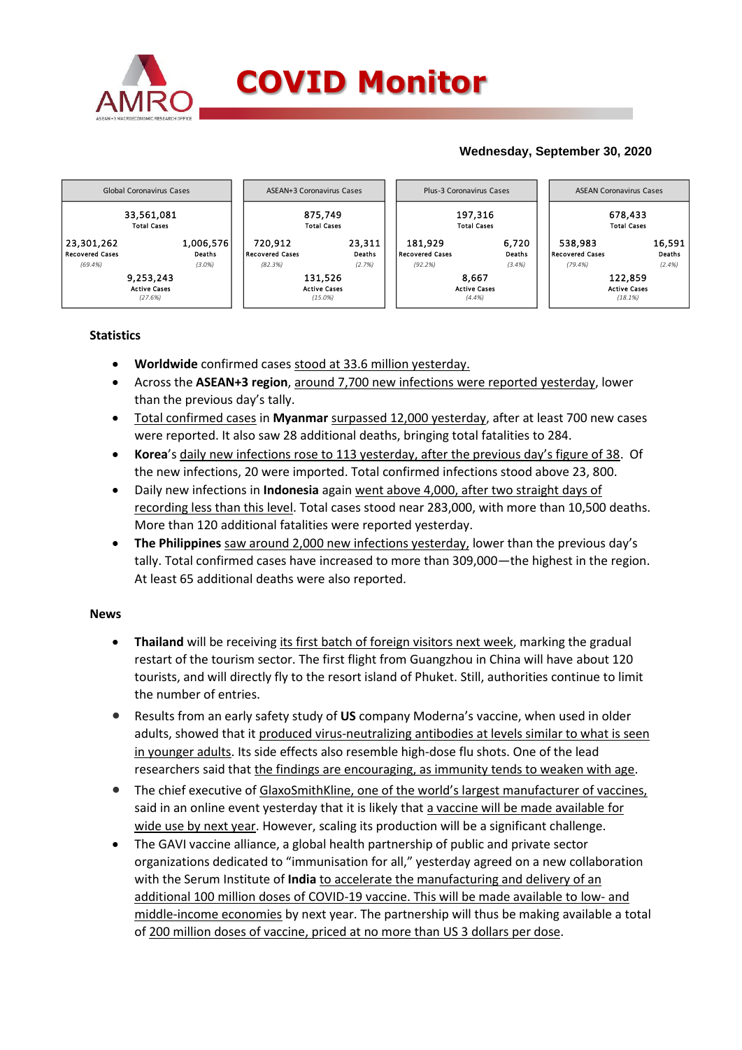# COVID Monitor

**Wednesday, September 30, 2020**

| Global Coronavirus Cases | | ASEAN+3 Coronavirus Cases | | Plus-3 Coronavirus Cases | | ASEAN Coronavirus Cases | |
|---|---|---|---|---|---|---|---|
| 33,561,081 Total Cases | | 875,749 Total Cases | | 197,316 Total Cases | | 678,433 Total Cases | |
| 23,301,262 Recovered Cases (69.4%) | 1,006,576 Deaths (3.0%) | 720,912 Recovered Cases (82.3%) | 23,311 Deaths (2.7%) | 181,929 Recovered Cases (92.2%) | 6,720 Deaths (3.4%) | 538,983 Recovered Cases (79.4%) | 16,591 Deaths (2.4%) |
| 9,253,243 Active Cases (27.6%) | | 131,526 Active Cases (15.0%) | | 8,667 Active Cases (4.4%) | | 122,859 Active Cases (18.1%) | |

### Statistics

- **Worldwide** confirmed cases stood at 33.6 million yesterday.
- Across the **ASEAN+3 region**, around 7,700 new infections were reported yesterday, lower than the previous day's tally.
- Total confirmed cases in **Myanmar** surpassed 12,000 yesterday, after at least 700 new cases were reported. It also saw 28 additional deaths, bringing total fatalities to 284.
- **Korea**'s daily new infections rose to 113 yesterday, after the previous day's figure of 38. Of the new infections, 20 were imported. Total confirmed infections stood above 23, 800.
- Daily new infections in **Indonesia** again went above 4,000, after two straight days of recording less than this level. Total cases stood near 283,000, with more than 10,500 deaths. More than 120 additional fatalities were reported yesterday.
- **The Philippines** saw around 2,000 new infections yesterday, lower than the previous day's tally. Total confirmed cases have increased to more than 309,000—the highest in the region. At least 65 additional deaths were also reported.

### News

- **Thailand** will be receiving its first batch of foreign visitors next week, marking the gradual restart of the tourism sector. The first flight from Guangzhou in China will have about 120 tourists, and will directly fly to the resort island of Phuket. Still, authorities continue to limit the number of entries.
- Results from an early safety study of **US** company Moderna's vaccine, when used in older adults, showed that it produced virus-neutralizing antibodies at levels similar to what is seen in younger adults. Its side effects also resemble high-dose flu shots. One of the lead researchers said that the findings are encouraging, as immunity tends to weaken with age.
- The chief executive of GlaxoSmithKline, one of the world's largest manufacturer of vaccines, said in an online event yesterday that it is likely that a vaccine will be made available for wide use by next year. However, scaling its production will be a significant challenge.
- The GAVI vaccine alliance, a global health partnership of public and private sector organizations dedicated to "immunisation for all," yesterday agreed on a new collaboration with the Serum Institute of **India** to accelerate the manufacturing and delivery of an additional 100 million doses of COVID-19 vaccine. This will be made available to low- and middle-income economies by next year. The partnership will thus be making available a total of 200 million doses of vaccine, priced at no more than US 3 dollars per dose.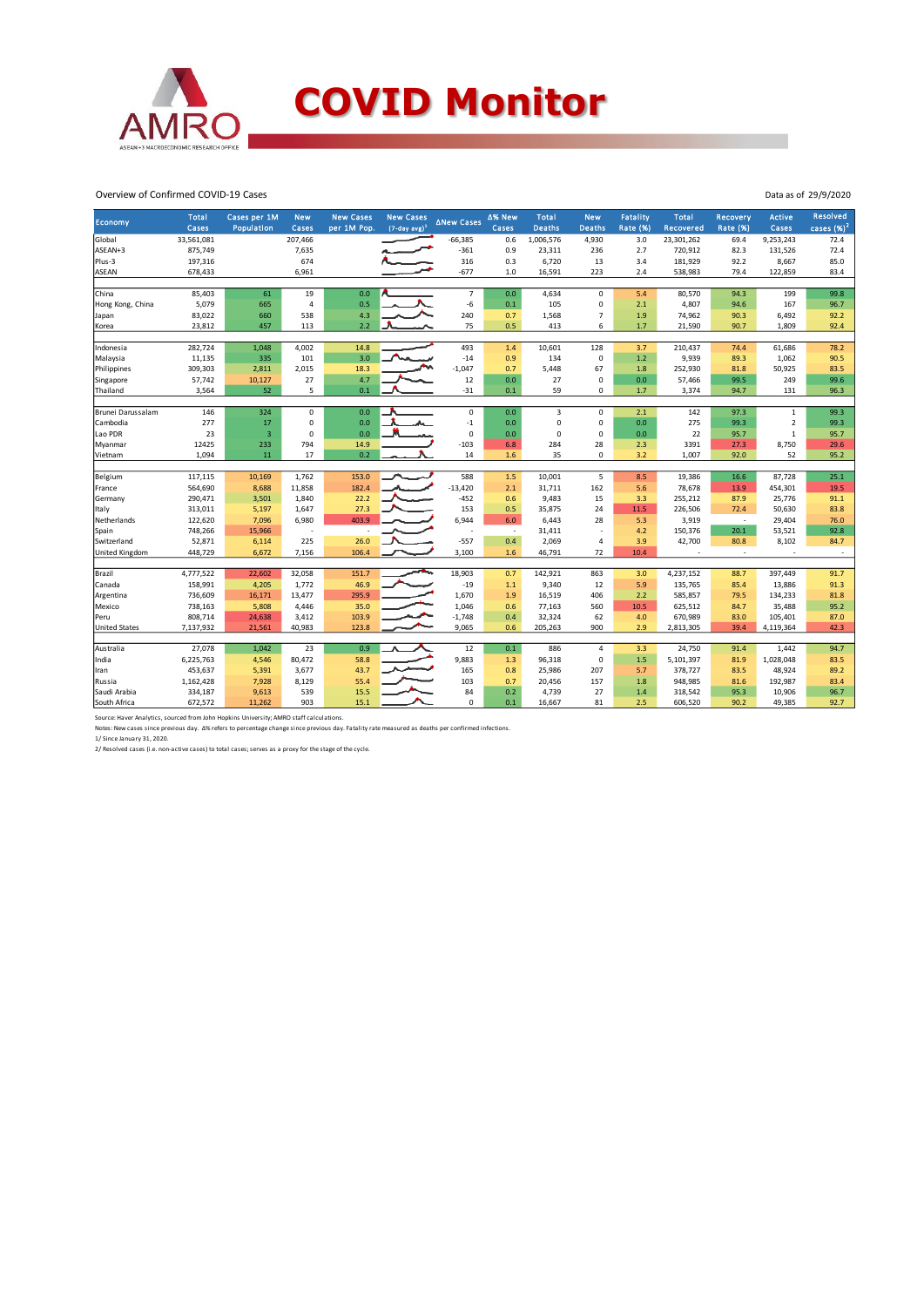# COVID Monitor

Overview of Confirmed COVID-19 Cases

Data as of 29/9/2020

| Economy | Total Cases | Cases per 1M Population | New Cases | New Cases per 1M Pop. | New Cases (7-day avg)[1] | ΔNew Cases | Δ% New Cases | Total Deaths | New Deaths | Fatality Rate (%) | Total Recovered | Recovery Rate (%) | Active Cases | Resolved cases (%)[2] |
|---|---|---|---|---|---|---|---|---|---|---|---|---|---|---|
| Global | 33,561,081 | | 207,466 | | | -66,385 | 0.6 | 1,006,576 | 4,930 | 3.0 | 23,301,262 | 69.4 | 9,253,243 | 72.4 |
| ASEAN+3 | 875,749 | | 7,635 | | | -361 | 0.9 | 23,311 | 236 | 2.7 | 720,912 | 82.3 | 131,526 | 72.4 |
| Plus-3 | 197,316 | | 674 | | | 316 | 0.3 | 6,720 | 13 | 3.4 | 181,929 | 92.2 | 8,667 | 85.0 |
| ASEAN | 678,433 | | 6,961 | | | -677 | 1.0 | 16,591 | 223 | 2.4 | 538,983 | 79.4 | 122,859 | 83.4 |
| | | | | | | | | | | | | | | |
| China | 85,403 | 61 | 19 | 0.0 | | 7 | 0.0 | 4,634 | 0 | 5.4 | 80,570 | 94.3 | 199 | 99.8 |
| Hong Kong, China | 5,079 | 665 | 4 | 0.5 | | -6 | 0.1 | 105 | 0 | 2.1 | 4,807 | 94.6 | 167 | 96.7 |
| Japan | 83,022 | 660 | 538 | 4.3 | | 240 | 0.7 | 1,568 | 7 | 1.9 | 74,962 | 90.3 | 6,492 | 92.2 |
| Korea | 23,812 | 457 | 113 | 2.2 | | 75 | 0.5 | 413 | 6 | 1.7 | 21,590 | 90.7 | 1,809 | 92.4 |
| | | | | | | | | | | | | | | |
| Indonesia | 282,724 | 1,048 | 4,002 | 14.8 | | 493 | 1.4 | 10,601 | 128 | 3.7 | 210,437 | 74.4 | 61,686 | 78.2 |
| Malaysia | 11,135 | 335 | 101 | 3.0 | | -14 | 0.9 | 134 | 0 | 1.2 | 9,939 | 89.3 | 1,062 | 90.5 |
| Philippines | 309,303 | 2,811 | 2,015 | 18.3 | | -1,047 | 0.7 | 5,448 | 67 | 1.8 | 252,930 | 81.8 | 50,925 | 83.5 |
| Singapore | 57,742 | 10,127 | 27 | 4.7 | | 12 | 0.0 | 27 | 0 | 0.0 | 57,466 | 99.5 | 249 | 99.6 |
| Thailand | 3,564 | 52 | 5 | 0.1 | | -31 | 0.1 | 59 | 0 | 1.7 | 3,374 | 94.7 | 131 | 96.3 |
| | | | | | | | | | | | | | | |
| Brunei Darussalam | 146 | 324 | 0 | 0.0 | | 0 | 0.0 | 3 | 0 | 2.1 | 142 | 97.3 | 1 | 99.3 |
| Cambodia | 277 | 17 | 0 | 0.0 | | -1 | 0.0 | 0 | 0 | 0.0 | 275 | 99.3 | 2 | 99.3 |
| Lao PDR | 23 | 3 | 0 | 0.0 | | 0 | 0.0 | 0 | 0 | 0.0 | 22 | 95.7 | 1 | 95.7 |
| Myanmar | 12425 | 233 | 794 | 14.9 | | -103 | 6.8 | 284 | 28 | 2.3 | 3391 | 27.3 | 8,750 | 29.6 |
| Vietnam | 1,094 | 11 | 17 | 0.2 | | 14 | 1.6 | 35 | 0 | 3.2 | 1,007 | 92.0 | 52 | 95.2 |
| | | | | | | | | | | | | | | |
| Belgium | 117,115 | 10,169 | 1,762 | 153.0 | | 588 | 1.5 | 10,001 | 5 | 8.5 | 19,386 | 16.6 | 87,728 | 25.1 |
| France | 564,690 | 8,688 | 11,858 | 182.4 | | -13,420 | 2.1 | 31,711 | 162 | 5.6 | 78,678 | 13.9 | 454,301 | 19.5 |
| Germany | 290,471 | 3,501 | 1,840 | 22.2 | | -452 | 0.6 | 9,483 | 15 | 3.3 | 255,212 | 87.9 | 25,776 | 91.1 |
| Italy | 313,011 | 5,197 | 1,647 | 27.3 | | 153 | 0.5 | 35,875 | 24 | 11.5 | 226,506 | 72.4 | 50,630 | 83.8 |
| Netherlands | 122,620 | 7,096 | 6,980 | 403.9 | | 6,944 | 6.0 | 6,443 | 28 | 5.3 | 3,919 | - | 29,404 | 76.0 |
| Spain | 748,266 | 15,966 | - | - | | - | - | 31,411 | - | 4.2 | 150,376 | 20.1 | 53,521 | 92.8 |
| Switzerland | 52,871 | 6,114 | 225 | 26.0 | | -557 | 0.4 | 2,069 | 4 | 3.9 | 42,700 | 80.8 | 8,102 | 84.7 |
| United Kingdom | 448,729 | 6,672 | 7,156 | 106.4 | | 3,100 | 1.6 | 46,791 | 72 | 10.4 | - | - | - | - |
| | | | | | | | | | | | | | | |
| Brazil | 4,777,522 | 22,602 | 32,058 | 151.7 | | 18,903 | 0.7 | 142,921 | 863 | 3.0 | 4,237,152 | 88.7 | 397,449 | 91.7 |
| Canada | 158,991 | 4,205 | 1,772 | 46.9 | | -19 | 1.1 | 9,340 | 12 | 5.9 | 135,765 | 85.4 | 13,886 | 91.3 |
| Argentina | 736,609 | 16,171 | 13,477 | 295.9 | | 1,670 | 1.9 | 16,519 | 406 | 2.2 | 585,857 | 79.5 | 134,233 | 81.8 |
| Mexico | 738,163 | 5,808 | 4,446 | 35.0 | | 1,046 | 0.6 | 77,163 | 560 | 10.5 | 625,512 | 84.7 | 35,488 | 95.2 |
| Peru | 808,714 | 24,638 | 3,412 | 103.9 | | -1,748 | 0.4 | 32,324 | 62 | 4.0 | 670,989 | 83.0 | 105,401 | 87.0 |
| United States | 7,137,932 | 21,561 | 40,983 | 123.8 | | 9,065 | 0.6 | 205,263 | 900 | 2.9 | 2,813,305 | 39.4 | 4,119,364 | 42.3 |
| | | | | | | | | | | | | | | |
| Australia | 27,078 | 1,042 | 23 | 0.9 | | 12 | 0.1 | 886 | 4 | 3.3 | 24,750 | 91.4 | 1,442 | 94.7 |
| India | 6,225,763 | 4,546 | 80,472 | 58.8 | | 9,883 | 1.3 | 96,318 | 0 | 1.5 | 5,101,397 | 81.9 | 1,028,048 | 83.5 |
| Iran | 453,637 | 5,391 | 3,677 | 43.7 | | 165 | 0.8 | 25,986 | 207 | 5.7 | 378,727 | 83.5 | 48,924 | 89.2 |
| Russia | 1,162,428 | 7,928 | 8,129 | 55.4 | | 103 | 0.7 | 20,456 | 157 | 1.8 | 948,985 | 81.6 | 192,987 | 83.4 |
| Saudi Arabia | 334,187 | 9,613 | 539 | 15.5 | | 84 | 0.2 | 4,739 | 27 | 1.4 | 318,542 | 95.3 | 10,906 | 96.7 |
| South Africa | 672,572 | 11,262 | 903 | 15.1 | | 0 | 0.1 | 16,667 | 81 | 2.5 | 606,520 | 90.2 | 49,385 | 92.7 |

Source: Haver Analytics, sourced from John Hopkins University; AMRO staff calculations.

Notes: New cases since previous day. Δ% refers to percentage change since previous day. Fatality rate measured as deaths per confirmed infections.

1/ Since January 31, 2020.

2/ Resolved cases (i.e. non-active cases) to total cases; serves as a proxy for the stage of the cycle.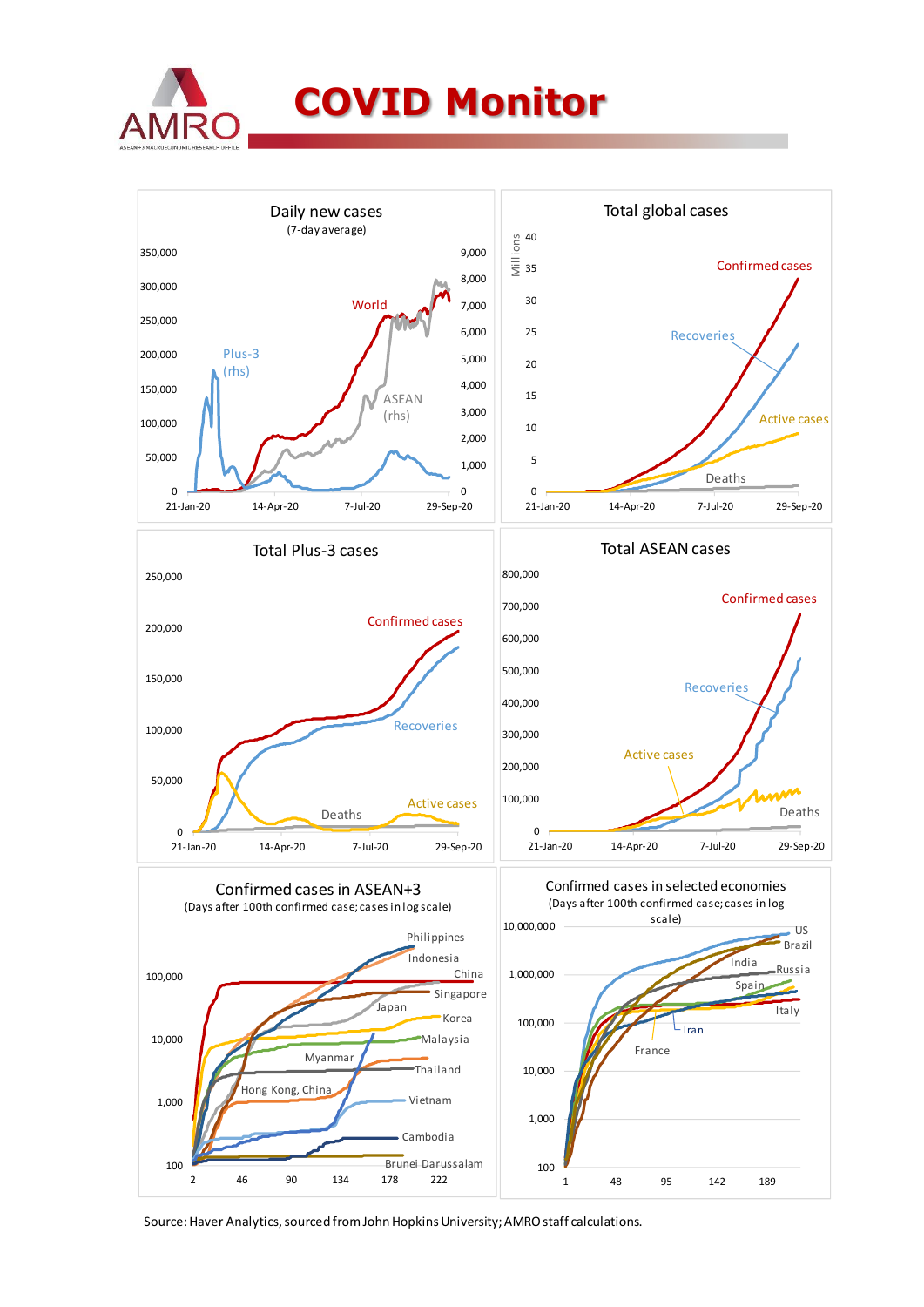# COVID Monitor

AMRO
ASEAN+3 MACROECONOMIC RESEARCH OFFICE

## Daily new cases

(7-day average)

350,000
300,000
250,000
200,000
150,000
100,000
50,000
0

9,000
8,000
7,000
6,000
5,000
4,000
3,000
2,000
1,000
0

World
Plus-3 (rhs)
ASEAN (rhs)

21-Jan-20 14-Apr-20 7-Jul-20 29-Sep-20

## Total global cases

Millions

40
35
30
25
20
15
10
5
0

Confirmed cases
Recoveries
Active cases
Deaths

21-Jan-20 14-Apr-20 7-Jul-20 29-Sep-20

## Total Plus-3 cases

250,000
200,000
150,000
100,000
50,000
0

Confirmed cases
Recoveries
Active cases
Deaths

21-Jan-20 14-Apr-20 7-Jul-20 29-Sep-20

## Total ASEAN cases

800,000
700,000
600,000
500,000
400,000
300,000
200,000
100,000
0

Confirmed cases
Recoveries
Active cases
Deaths

21-Jan-20 14-Apr-20 7-Jul-20 29-Sep-20

## Confirmed cases in ASEAN+3

(Days after 100th confirmed case; cases in log scale)

100,000
10,000
1,000
100

Philippines
Indonesia
China
Singapore
Japan
Korea
Malaysia
Myanmar
Thailand
Hong Kong, China
Vietnam
Cambodia
Brunei Darussalam

2 46 90 134 178 222

## Confirmed cases in selected economies

(Days after 100th confirmed case; cases in log scale)

10,000,000
1,000,000
100,000
10,000
1,000
100

US
Brazil
India
Russia
Spain
Italy
Iran
France

1 48 95 142 189

Source: Haver Analytics, sourced from John Hopkins University; AMRO staff calculations.